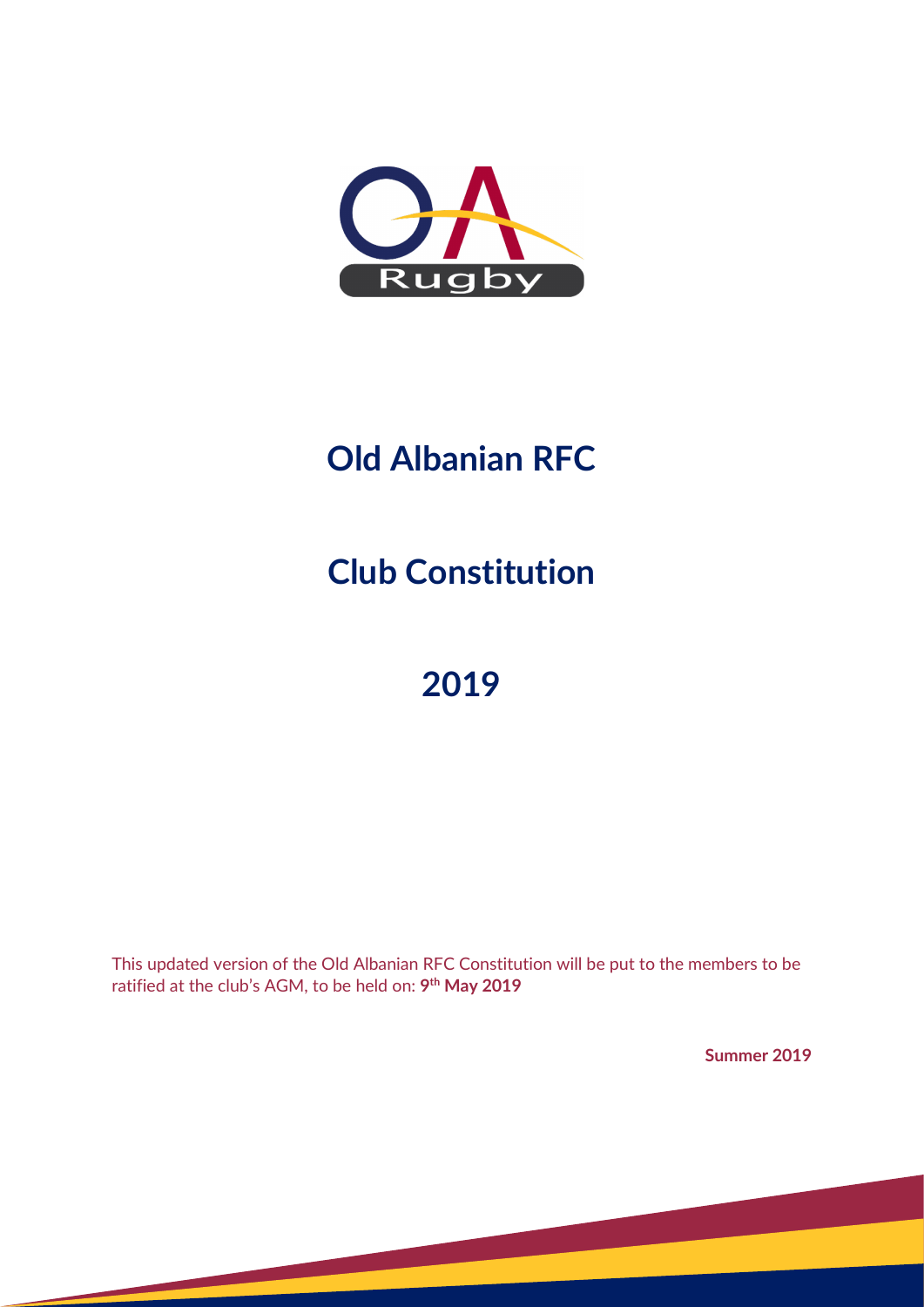# Old Albanian RFC

# Club Constitution

# 2019

This updated version of the Old Albanian RFC Constitution will be put to the members to be ratified at the club's AGM, to be held on: **9th May 2019**

**Summer 2019**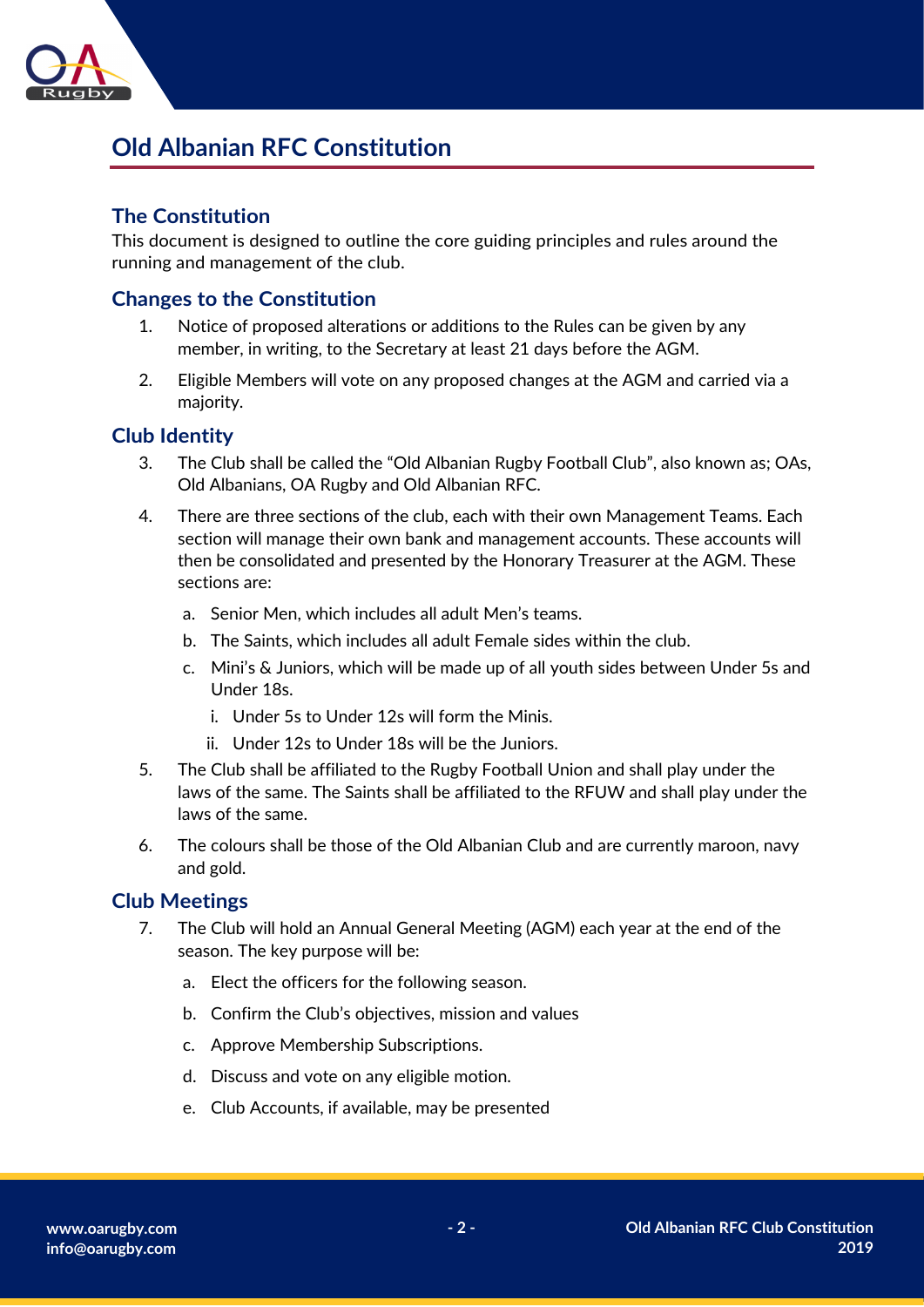# Old Albanian RFC Constitution

## The Constitution

This document is designed to outline the core guiding principles and rules around the running and management of the club.

## Changes to the Constitution

1. Notice of proposed alterations or additions to the Rules can be given by any member, in writing, to the Secretary at least 21 days before the AGM.
2. Eligible Members will vote on any proposed changes at the AGM and carried via a majority.

## Club Identity

3. The Club shall be called the "Old Albanian Rugby Football Club", also known as; OAs, Old Albanians, OA Rugby and Old Albanian RFC.
4. There are three sections of the club, each with their own Management Teams. Each section will manage their own bank and management accounts. These accounts will then be consolidated and presented by the Honorary Treasurer at the AGM. These sections are:
   a. Senior Men, which includes all adult Men's teams.
   b. The Saints, which includes all adult Female sides within the club.
   c. Mini's & Juniors, which will be made up of all youth sides between Under 5s and Under 18s.
      i. Under 5s to Under 12s will form the Minis.
      ii. Under 12s to Under 18s will be the Juniors.
5. The Club shall be affiliated to the Rugby Football Union and shall play under the laws of the same. The Saints shall be affiliated to the RFUW and shall play under the laws of the same.
6. The colours shall be those of the Old Albanian Club and are currently maroon, navy and gold.

## Club Meetings

7. The Club will hold an Annual General Meeting (AGM) each year at the end of the season. The key purpose will be:
   a. Elect the officers for the following season.
   b. Confirm the Club's objectives, mission and values
   c. Approve Membership Subscriptions.
   d. Discuss and vote on any eligible motion.
   e. Club Accounts, if available, may be presented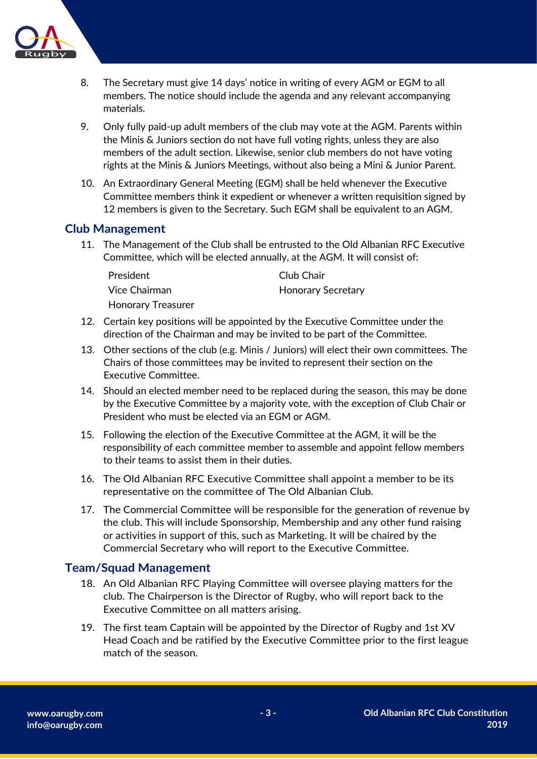8. The Secretary must give 14 days' notice in writing of every AGM or EGM to all members. The notice should include the agenda and any relevant accompanying materials.

9. Only fully paid-up adult members of the club may vote at the AGM. Parents within the Minis & Juniors section do not have full voting rights, unless they are also members of the adult section. Likewise, senior club members do not have voting rights at the Minis & Juniors Meetings, without also being a Mini & Junior Parent.

10. An Extraordinary General Meeting (EGM) shall be held whenever the Executive Committee members think it expedient or whenever a written requisition signed by 12 members is given to the Secretary. Such EGM shall be equivalent to an AGM.

## Club Management

11. The Management of the Club shall be entrusted to the Old Albanian RFC Executive Committee, which will be elected annually, at the AGM. It will consist of:

    | | |
    |---|---|
    | President | Club Chair |
    | Vice Chairman | Honorary Secretary |
    | Honorary Treasurer | |

12. Certain key positions will be appointed by the Executive Committee under the direction of the Chairman and may be invited to be part of the Committee.

13. Other sections of the club (e.g. Minis / Juniors) will elect their own committees. The Chairs of those committees may be invited to represent their section on the Executive Committee.

14. Should an elected member need to be replaced during the season, this may be done by the Executive Committee by a majority vote, with the exception of Club Chair or President who must be elected via an EGM or AGM.

15. Following the election of the Executive Committee at the AGM, it will be the responsibility of each committee member to assemble and appoint fellow members to their teams to assist them in their duties.

16. The Old Albanian RFC Executive Committee shall appoint a member to be its representative on the committee of The Old Albanian Club.

17. The Commercial Committee will be responsible for the generation of revenue by the club. This will include Sponsorship, Membership and any other fund raising or activities in support of this, such as Marketing. It will be chaired by the Commercial Secretary who will report to the Executive Committee.

## Team/Squad Management

18. An Old Albanian RFC Playing Committee will oversee playing matters for the club. The Chairperson is the Director of Rugby, who will report back to the Executive Committee on all matters arising.

19. The first team Captain will be appointed by the Director of Rugby and 1st XV Head Coach and be ratified by the Executive Committee prior to the first league match of the season.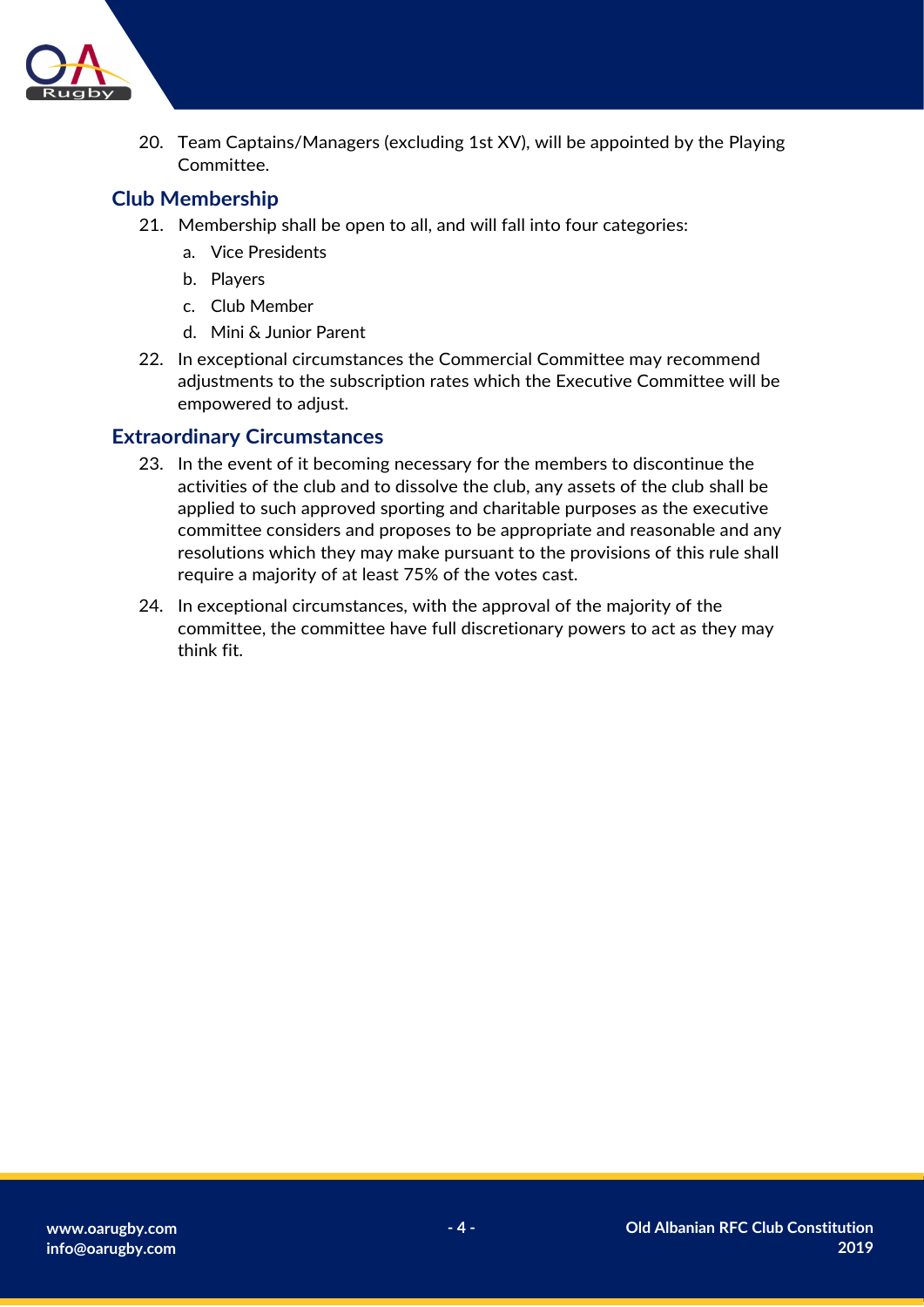20. Team Captains/Managers (excluding 1st XV), will be appointed by the Playing Committee.

## Club Membership

21. Membership shall be open to all, and will fall into four categories:
    a. Vice Presidents
    b. Players
    c. Club Member
    d. Mini & Junior Parent
22. In exceptional circumstances the Commercial Committee may recommend adjustments to the subscription rates which the Executive Committee will be empowered to adjust.

## Extraordinary Circumstances

23. In the event of it becoming necessary for the members to discontinue the activities of the club and to dissolve the club, any assets of the club shall be applied to such approved sporting and charitable purposes as the executive committee considers and proposes to be appropriate and reasonable and any resolutions which they may make pursuant to the provisions of this rule shall require a majority of at least 75% of the votes cast.
24. In exceptional circumstances, with the approval of the majority of the committee, the committee have full discretionary powers to act as they may think fit.